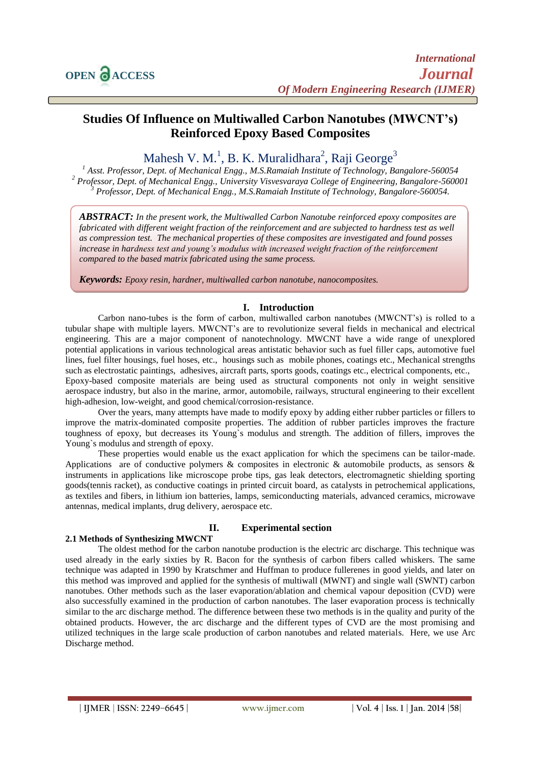# Studies Of Influence on Multiwalled Carbon Nanotubes (MWCNT's) Reinforced Epoxy Based Composites

Mahesh V. M.[1], B. K. Muralidhara[2], Raji George[3]

[1] *Asst. Professor, Dept. of Mechanical Engg., M.S.Ramaiah Institute of Technology, Bangalore-560054*
[2] *Professor, Dept. of Mechanical Engg., University Visvesvaraya College of Engineering, Bangalore-560001*
[3] *Professor, Dept. of Mechanical Engg., M.S.Ramaiah Institute of Technology, Bangalore-560054.*

***ABSTRACT:*** *In the present work, the Multiwalled Carbon Nanotube reinforced epoxy composites are fabricated with different weight fraction of the reinforcement and are subjected to hardness test as well as compression test. The mechanical properties of these composites are investigated and found posses increase in hardness test and young's modulus with increased weight fraction of the reinforcement compared to the based matrix fabricated using the same process.*

***Keywords:*** *Epoxy resin, hardner, multiwalled carbon nanotube, nanocomposites.*

## I. Introduction

Carbon nano-tubes is the form of carbon, multiwalled carbon nanotubes (MWCNT's) is rolled to a tubular shape with multiple layers. MWCNT's are to revolutionize several fields in mechanical and electrical engineering. This are a major component of nanotechnology. MWCNT have a wide range of unexplored potential applications in various technological areas antistatic behavior such as fuel filler caps, automotive fuel lines, fuel filter housings, fuel hoses, etc., housings such as mobile phones, coatings etc., Mechanical strengths such as electrostatic paintings, adhesives, aircraft parts, sports goods, coatings etc., electrical components, etc., Epoxy-based composite materials are being used as structural components not only in weight sensitive aerospace industry, but also in the marine, armor, automobile, railways, structural engineering to their excellent high-adhesion, low-weight, and good chemical/corrosion-resistance.

Over the years, many attempts have made to modify epoxy by adding either rubber particles or fillers to improve the matrix-dominated composite properties. The addition of rubber particles improves the fracture toughness of epoxy, but decreases its Young`s modulus and strength. The addition of fillers, improves the Young`s modulus and strength of epoxy.

These properties would enable us the exact application for which the specimens can be tailor-made. Applications are of conductive polymers & composites in electronic & automobile products, as sensors & instruments in applications like microscope probe tips, gas leak detectors, electromagnetic shielding sporting goods(tennis racket), as conductive coatings in printed circuit board, as catalysts in petrochemical applications, as textiles and fibers, in lithium ion batteries, lamps, semiconducting materials, advanced ceramics, microwave antennas, medical implants, drug delivery, aerospace etc.

## II. Experimental section

### 2.1 Methods of Synthesizing MWCNT

The oldest method for the carbon nanotube production is the electric arc discharge. This technique was used already in the early sixties by R. Bacon for the synthesis of carbon fibers called whiskers. The same technique was adapted in 1990 by Kratschmer and Huffman to produce fullerenes in good yields, and later on this method was improved and applied for the synthesis of multiwall (MWNT) and single wall (SWNT) carbon nanotubes. Other methods such as the laser evaporation/ablation and chemical vapour deposition (CVD) were also successfully examined in the production of carbon nanotubes. The laser evaporation process is technically similar to the arc discharge method. The difference between these two methods is in the quality and purity of the obtained products. However, the arc discharge and the different types of CVD are the most promising and utilized techniques in the large scale production of carbon nanotubes and related materials. Here, we use Arc Discharge method.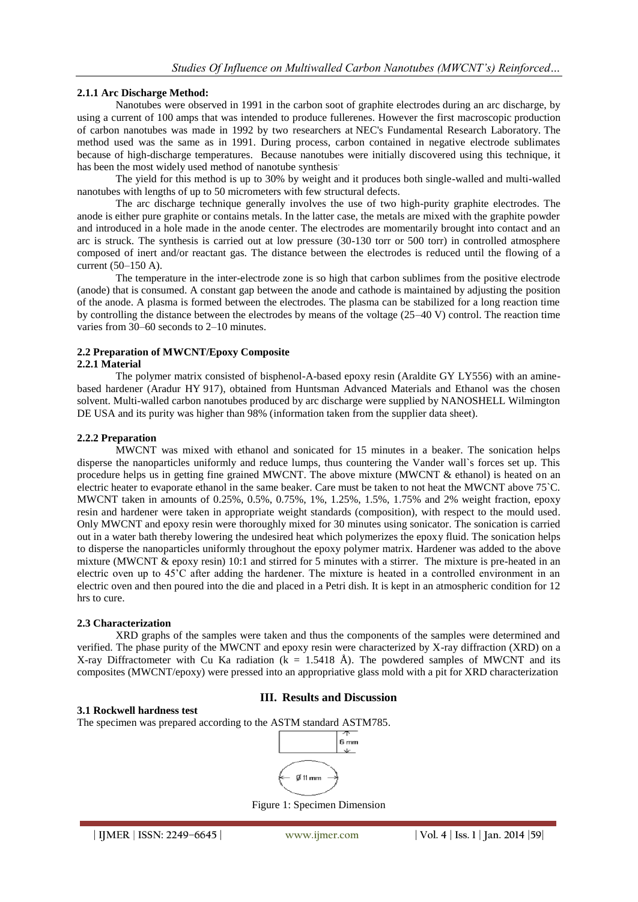#### 2.1.1 Arc Discharge Method:

Nanotubes were observed in 1991 in the carbon soot of graphite electrodes during an arc discharge, by using a current of 100 amps that was intended to produce fullerenes. However the first macroscopic production of carbon nanotubes was made in 1992 by two researchers at NEC's Fundamental Research Laboratory. The method used was the same as in 1991. During process, carbon contained in negative electrode sublimates because of high-discharge temperatures. Because nanotubes were initially discovered using this technique, it has been the most widely used method of nanotube synthesis.

The yield for this method is up to 30% by weight and it produces both single-walled and multi-walled nanotubes with lengths of up to 50 micrometers with few structural defects.

The arc discharge technique generally involves the use of two high-purity graphite electrodes. The anode is either pure graphite or contains metals. In the latter case, the metals are mixed with the graphite powder and introduced in a hole made in the anode center. The electrodes are momentarily brought into contact and an arc is struck. The synthesis is carried out at low pressure (30-130 torr or 500 torr) in controlled atmosphere composed of inert and/or reactant gas. The distance between the electrodes is reduced until the flowing of a current (50–150 A).

The temperature in the inter-electrode zone is so high that carbon sublimes from the positive electrode (anode) that is consumed. A constant gap between the anode and cathode is maintained by adjusting the position of the anode. A plasma is formed between the electrodes. The plasma can be stabilized for a long reaction time by controlling the distance between the electrodes by means of the voltage (25–40 V) control. The reaction time varies from 30–60 seconds to 2–10 minutes.

### 2.2 Preparation of MWCNT/Epoxy Composite

#### 2.2.1 Material

The polymer matrix consisted of bisphenol-A-based epoxy resin (Araldite GY LY556) with an amine-based hardener (Aradur HY 917), obtained from Huntsman Advanced Materials and Ethanol was the chosen solvent. Multi-walled carbon nanotubes produced by arc discharge were supplied by NANOSHELL Wilmington DE USA and its purity was higher than 98% (information taken from the supplier data sheet).

#### 2.2.2 Preparation

MWCNT was mixed with ethanol and sonicated for 15 minutes in a beaker. The sonication helps disperse the nanoparticles uniformly and reduce lumps, thus countering the Vander wall`s forces set up. This procedure helps us in getting fine grained MWCNT. The above mixture (MWCNT & ethanol) is heated on an electric heater to evaporate ethanol in the same beaker. Care must be taken to not heat the MWCNT above 75`C. MWCNT taken in amounts of 0.25%, 0.5%, 0.75%, 1%, 1.25%, 1.5%, 1.75% and 2% weight fraction, epoxy resin and hardener were taken in appropriate weight standards (composition), with respect to the mould used. Only MWCNT and epoxy resin were thoroughly mixed for 30 minutes using sonicator. The sonication is carried out in a water bath thereby lowering the undesired heat which polymerizes the epoxy fluid. The sonication helps to disperse the nanoparticles uniformly throughout the epoxy polymer matrix. Hardener was added to the above mixture (MWCNT & epoxy resin) 10:1 and stirred for 5 minutes with a stirrer. The mixture is pre-heated in an electric oven up to 45'C after adding the hardener. The mixture is heated in a controlled environment in an electric oven and then poured into the die and placed in a Petri dish. It is kept in an atmospheric condition for 12 hrs to cure.

### 2.3 Characterization

XRD graphs of the samples were taken and thus the components of the samples were determined and verified. The phase purity of the MWCNT and epoxy resin were characterized by X-ray diffraction (XRD) on a X-ray Diffractometer with Cu Ka radiation (k = 1.5418 Å). The powdered samples of MWCNT and its composites (MWCNT/epoxy) were pressed into an appropriative glass mold with a pit for XRD characterization

## III. Results and Discussion

### 3.1 Rockwell hardness test

The specimen was prepared according to the ASTM standard ASTM785.

6 mm

Ø 11 mm

Figure 1: Specimen Dimension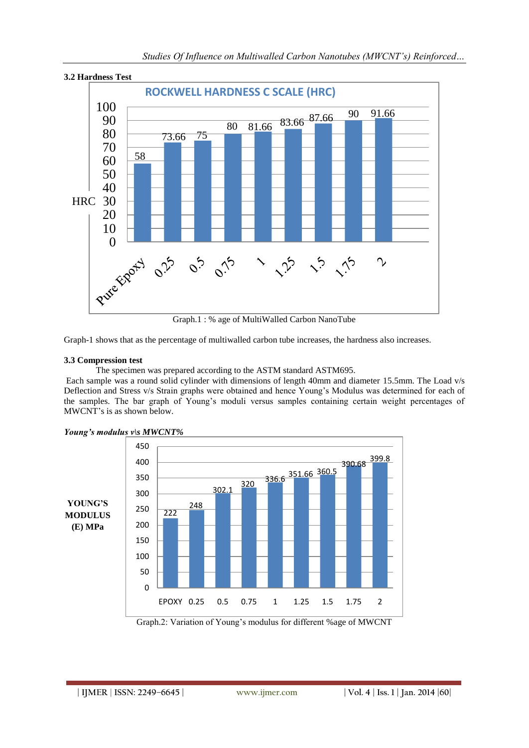### 3.2 Hardness Test

**ROCKWELL HARDNESS C SCALE (HRC)**

| % MWCNT | HRC |
|---|---|
| Pure Epoxy | 58 |
| 0.25 | 73.66 |
| 0.5 | 75 |
| 0.75 | 80 |
| 1 | 81.66 |
| 1.25 | 83.66 |
| 1.5 | 87.66 |
| 1.75 | 90 |
| 2 | 91.66 |

Graph.1 : % age of MultiWalled Carbon NanoTube

Graph-1 shows that as the percentage of multiwalled carbon tube increases, the hardness also increases.

### 3.3 Compression test

The specimen was prepared according to the ASTM standard ASTM695.

Each sample was a round solid cylinder with dimensions of length 40mm and diameter 15.5mm. The Load v/s Deflection and Stress v/s Strain graphs were obtained and hence Young's Modulus was determined for each of the samples. The bar graph of Young's moduli versus samples containing certain weight percentages of MWCNT's is as shown below.

***Young's modulus v\s MWCNT%***

| % MWCNT | YOUNG'S MODULUS (E) MPa |
|---|---|
| EPOXY | 222 |
| 0.25 | 248 |
| 0.5 | 302.1 |
| 0.75 | 320 |
| 1 | 336.6 |
| 1.25 | 351.66 |
| 1.5 | 360.5 |
| 1.75 | 390.68 |
| 2 | 399.8 |

Graph.2: Variation of Young's modulus for different %age of MWCNT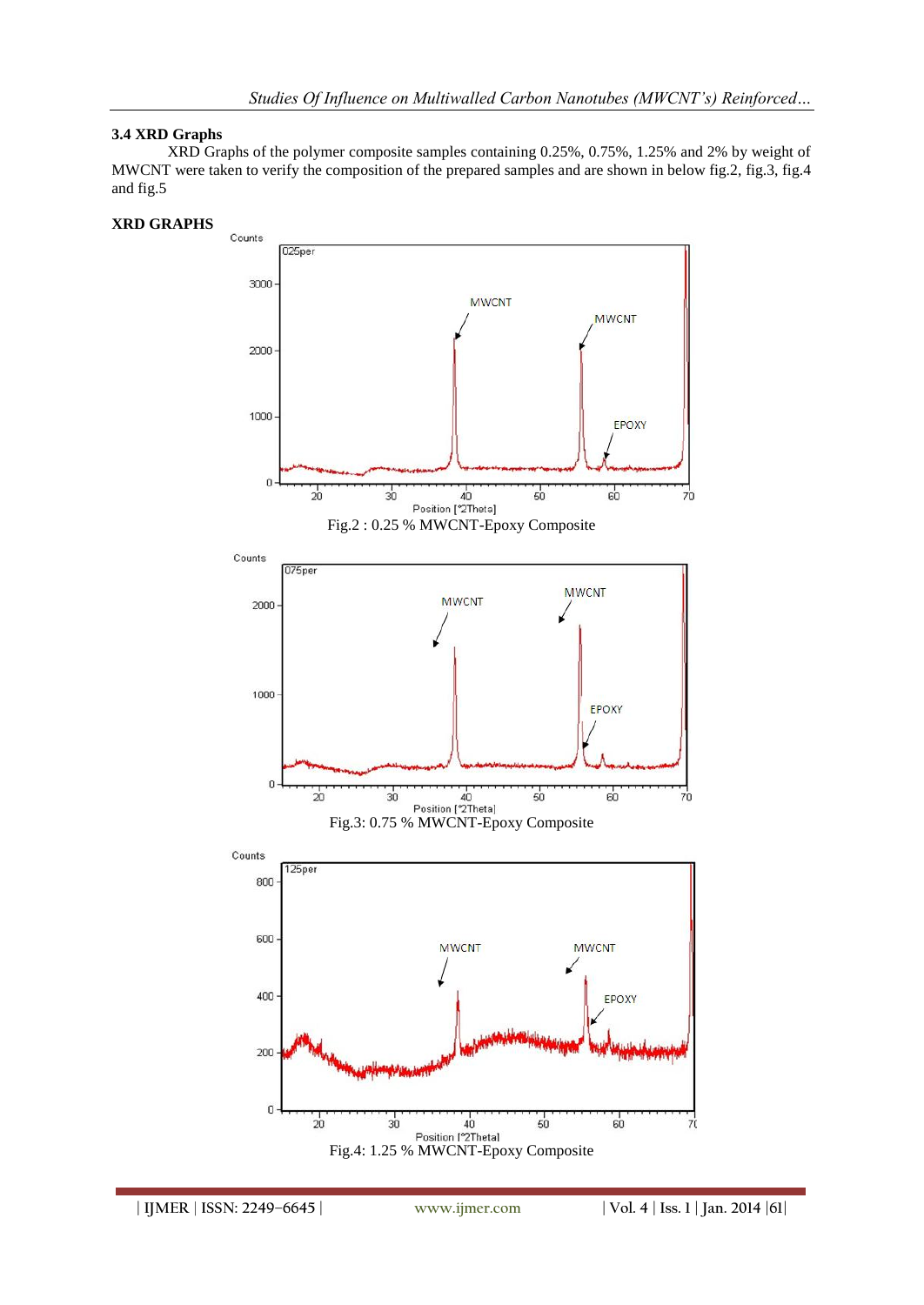### 3.4 XRD Graphs

XRD Graphs of the polymer composite samples containing 0.25%, 0.75%, 1.25% and 2% by weight of MWCNT were taken to verify the composition of the prepared samples and are shown in below fig.2, fig.3, fig.4 and fig.5

### XRD GRAPHS

Fig.2 : 0.25 % MWCNT-Epoxy Composite

Fig.3: 0.75 % MWCNT-Epoxy Composite

Fig.4: 1.25 % MWCNT-Epoxy Composite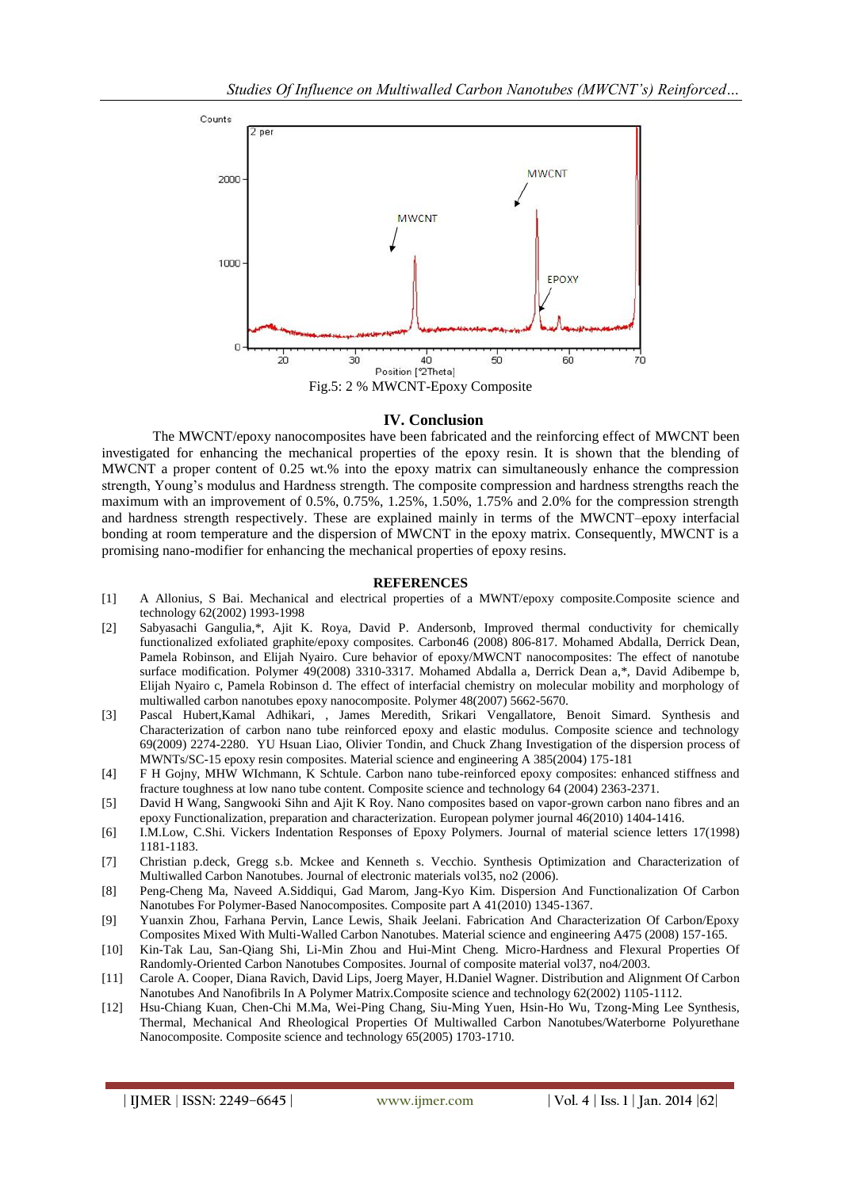Fig.5: 2 % MWCNT-Epoxy Composite

## IV. Conclusion

The MWCNT/epoxy nanocomposites have been fabricated and the reinforcing effect of MWCNT been investigated for enhancing the mechanical properties of the epoxy resin. It is shown that the blending of MWCNT a proper content of 0.25 wt.% into the epoxy matrix can simultaneously enhance the compression strength, Young's modulus and Hardness strength. The composite compression and hardness strengths reach the maximum with an improvement of 0.5%, 0.75%, 1.25%, 1.50%, 1.75% and 2.0% for the compression strength and hardness strength respectively. These are explained mainly in terms of the MWCNT–epoxy interfacial bonding at room temperature and the dispersion of MWCNT in the epoxy matrix. Consequently, MWCNT is a promising nano-modifier for enhancing the mechanical properties of epoxy resins.

## REFERENCES

[1] A Allonius, S Bai. Mechanical and electrical properties of a MWNT/epoxy composite.Composite science and technology 62(2002) 1993-1998

[2] Sabyasachi Gangulia,*, Ajit K. Roya, David P. Andersonb, Improved thermal conductivity for chemically functionalized exfoliated graphite/epoxy composites. Carbon46 (2008) 806-817. Mohamed Abdalla, Derrick Dean, Pamela Robinson, and Elijah Nyairo. Cure behavior of epoxy/MWCNT nanocomposites: The effect of nanotube surface modification. Polymer 49(2008) 3310-3317. Mohamed Abdalla a, Derrick Dean a,*, David Adibempe b, Elijah Nyairo c, Pamela Robinson d. The effect of interfacial chemistry on molecular mobility and morphology of multiwalled carbon nanotubes epoxy nanocomposite. Polymer 48(2007) 5662-5670.

[3] Pascal Hubert,Kamal Adhikari, , James Meredith, Srikari Vengallatore, Benoit Simard. Synthesis and Characterization of carbon nano tube reinforced epoxy and elastic modulus. Composite science and technology 69(2009) 2274-2280. YU Hsuan Liao, Olivier Tondin, and Chuck Zhang Investigation of the dispersion process of MWNTs/SC-15 epoxy resin composites. Material science and engineering A 385(2004) 175-181

[4] F H Gojny, MHW WIchmann, K Schtule. Carbon nano tube-reinforced epoxy composites: enhanced stiffness and fracture toughness at low nano tube content. Composite science and technology 64 (2004) 2363-2371.

[5] David H Wang, Sangwooki Sihn and Ajit K Roy. Nano composites based on vapor-grown carbon nano fibres and an epoxy Functionalization, preparation and characterization. European polymer journal 46(2010) 1404-1416.

[6] I.M.Low, C.Shi. Vickers Indentation Responses of Epoxy Polymers. Journal of material science letters 17(1998) 1181-1183.

[7] Christian p.deck, Gregg s.b. Mckee and Kenneth s. Vecchio. Synthesis Optimization and Characterization of Multiwalled Carbon Nanotubes. Journal of electronic materials vol35, no2 (2006).

[8] Peng-Cheng Ma, Naveed A.Siddiqui, Gad Marom, Jang-Kyo Kim. Dispersion And Functionalization Of Carbon Nanotubes For Polymer-Based Nanocomposites. Composite part A 41(2010) 1345-1367.

[9] Yuanxin Zhou, Farhana Pervin, Lance Lewis, Shaik Jeelani. Fabrication And Characterization Of Carbon/Epoxy Composites Mixed With Multi-Walled Carbon Nanotubes. Material science and engineering A475 (2008) 157-165.

[10] Kin-Tak Lau, San-Qiang Shi, Li-Min Zhou and Hui-Mint Cheng. Micro-Hardness and Flexural Properties Of Randomly-Oriented Carbon Nanotubes Composites. Journal of composite material vol37, no4/2003.

[11] Carole A. Cooper, Diana Ravich, David Lips, Joerg Mayer, H.Daniel Wagner. Distribution and Alignment Of Carbon Nanotubes And Nanofibrils In A Polymer Matrix.Composite science and technology 62(2002) 1105-1112.

[12] Hsu-Chiang Kuan, Chen-Chi M.Ma, Wei-Ping Chang, Siu-Ming Yuen, Hsin-Ho Wu, Tzong-Ming Lee Synthesis, Thermal, Mechanical And Rheological Properties Of Multiwalled Carbon Nanotubes/Waterborne Polyurethane Nanocomposite. Composite science and technology 65(2005) 1703-1710.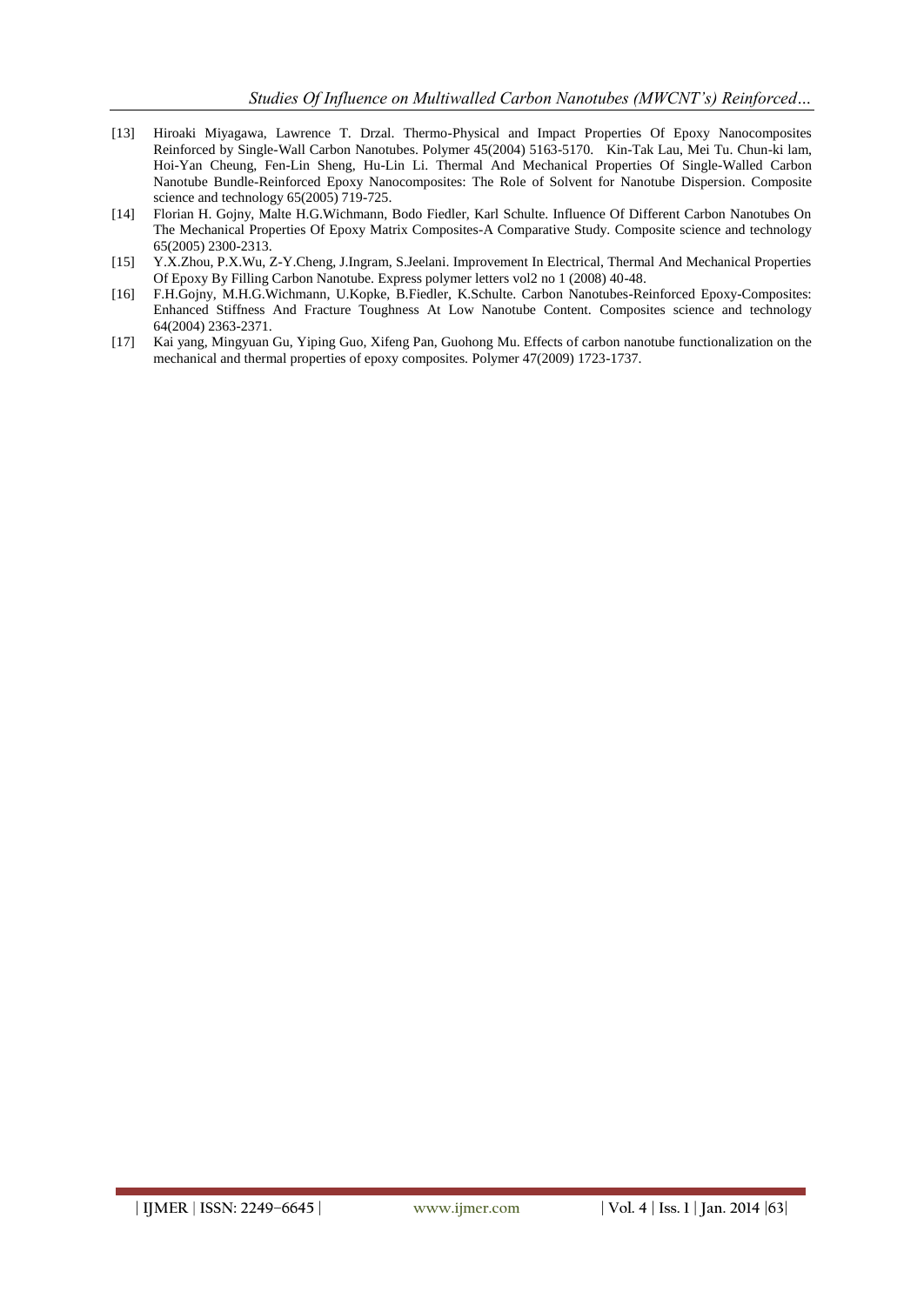[13] Hiroaki Miyagawa, Lawrence T. Drzal. Thermo-Physical and Impact Properties Of Epoxy Nanocomposites Reinforced by Single-Wall Carbon Nanotubes. Polymer 45(2004) 5163-5170. Kin-Tak Lau, Mei Tu. Chun-ki lam, Hoi-Yan Cheung, Fen-Lin Sheng, Hu-Lin Li. Thermal And Mechanical Properties Of Single-Walled Carbon Nanotube Bundle-Reinforced Epoxy Nanocomposites: The Role of Solvent for Nanotube Dispersion. Composite science and technology 65(2005) 719-725.

[14] Florian H. Gojny, Malte H.G.Wichmann, Bodo Fiedler, Karl Schulte. Influence Of Different Carbon Nanotubes On The Mechanical Properties Of Epoxy Matrix Composites-A Comparative Study. Composite science and technology 65(2005) 2300-2313.

[15] Y.X.Zhou, P.X.Wu, Z-Y.Cheng, J.Ingram, S.Jeelani. Improvement In Electrical, Thermal And Mechanical Properties Of Epoxy By Filling Carbon Nanotube. Express polymer letters vol2 no 1 (2008) 40-48.

[16] F.H.Gojny, M.H.G.Wichmann, U.Kopke, B.Fiedler, K.Schulte. Carbon Nanotubes-Reinforced Epoxy-Composites: Enhanced Stiffness And Fracture Toughness At Low Nanotube Content. Composites science and technology 64(2004) 2363-2371.

[17] Kai yang, Mingyuan Gu, Yiping Guo, Xifeng Pan, Guohong Mu. Effects of carbon nanotube functionalization on the mechanical and thermal properties of epoxy composites. Polymer 47(2009) 1723-1737.